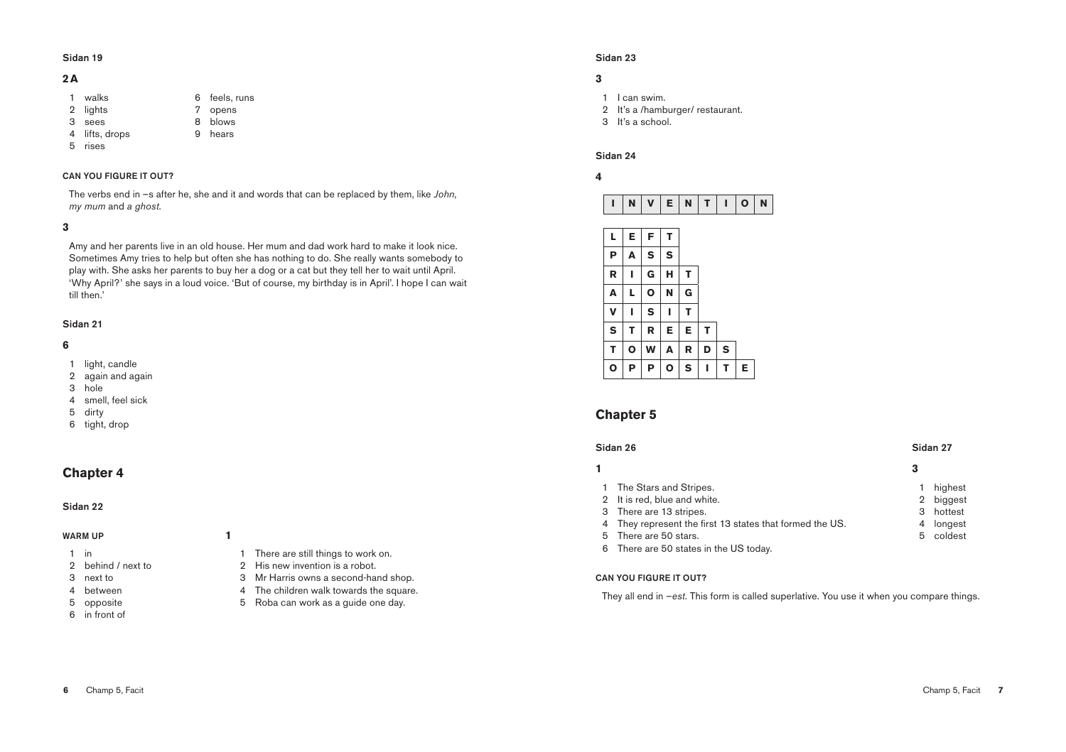### Sidan 19

#### 2 A

1 walks
2 lights
3 sees
4 lifts, drops
5 rises
6 feels, runs
7 opens
8 blows
9 hears

**CAN YOU FIGURE IT OUT?**

The verbs end in –s after he, she and it and words that can be replaced by them, like *John*, *my mum* and *a ghost*.

#### 3

Amy and her parents live in an old house. Her mum and dad work hard to make it look nice. Sometimes Amy tries to help but often she has nothing to do. She really wants somebody to play with. She asks her parents to buy her a dog or a cat but they tell her to wait until April. 'Why April?' she says in a loud voice. 'But of course, my birthday is in April'. I hope I can wait till then.'

### Sidan 21

#### 6

1 light, candle
2 again and again
3 hole
4 smell, feel sick
5 dirty
6 tight, drop

## Chapter 4

### Sidan 22

**WARM UP**

1 in
2 behind / next to
3 next to
4 between
5 opposite
6 in front of

#### 1

1 There are still things to work on.
2 His new invention is a robot.
3 Mr Harris owns a second-hand shop.
4 The children walk towards the square.
5 Roba can work as a guide one day.

### Sidan 23

#### 3

1 I can swim.
2 It's a /hamburger/ restaurant.
3 It's a school.

### Sidan 24

#### 4

| I | N | V | E | N | T | I | O | N |
|---|---|---|---|---|---|---|---|---|

| | | | | | | | |
|---|---|---|---|---|---|---|---|
| L | E | F | T | | | | |
| P | A | S | S | | | | |
| R | I | G | H | T | | | |
| A | L | O | N | G | | | |
| V | I | S | I | T | | | |
| S | T | R | E | E | T | | |
| T | O | W | A | R | D | S | |
| O | P | P | O | S | I | T | E |

## Chapter 5

### Sidan 26

#### 1

1 The Stars and Stripes.
2 It is red, blue and white.
3 There are 13 stripes.
4 They represent the first 13 states that formed the US.
5 There are 50 stars.
6 There are 50 states in the US today.

**CAN YOU FIGURE IT OUT?**

They all end in *–est*. This form is called superlative. You use it when you compare things.

### Sidan 27

#### 3

1 highest
2 biggest
3 hottest
4 longest
5 coldest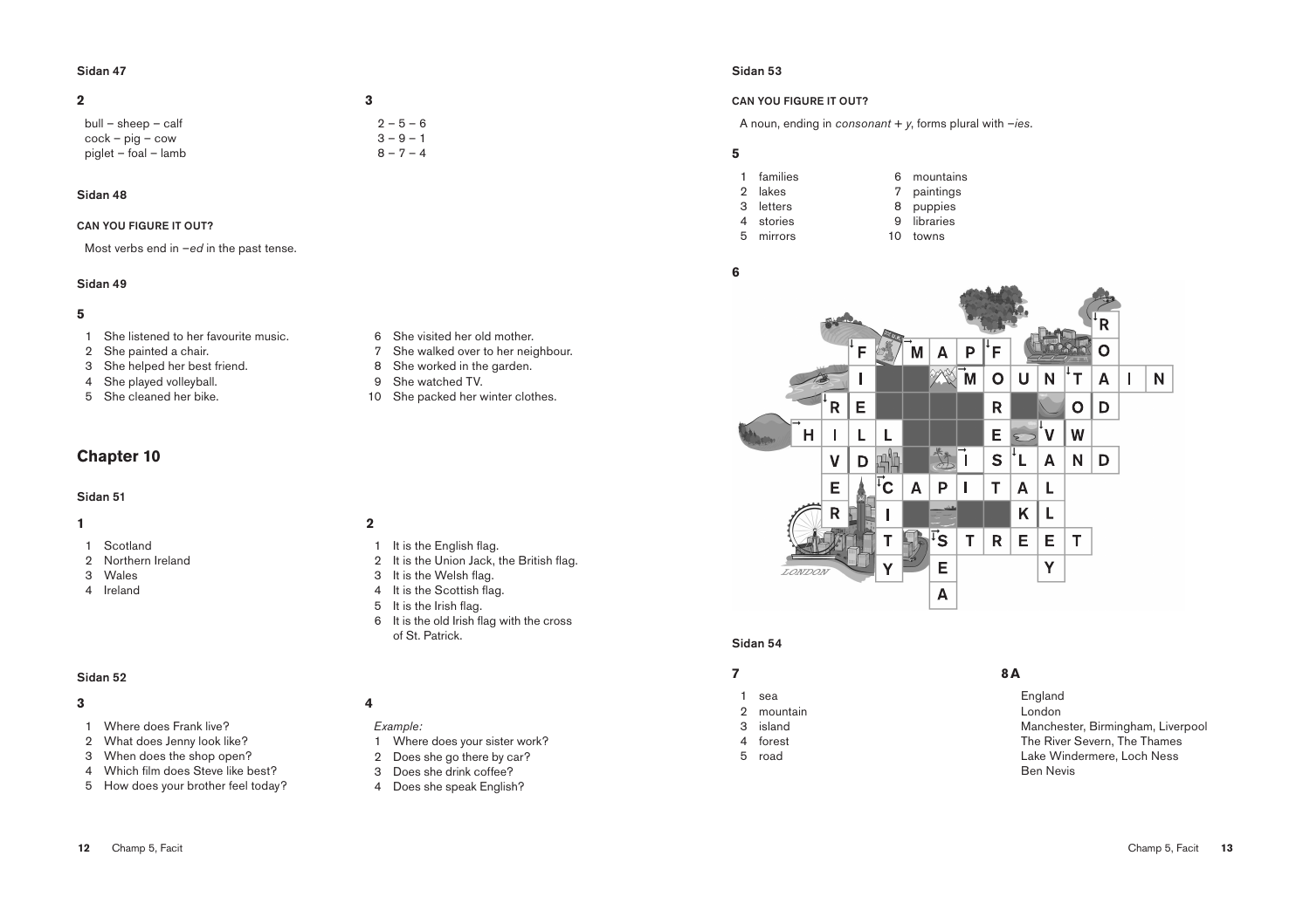**Sidan 47**

**2**

bull – sheep – calf
cock – pig – cow
piglet – foal – lamb

**3**

2 – 5 – 6
3 – 9 – 1
8 – 7 – 4

**Sidan 48**

**CAN YOU FIGURE IT OUT?**

Most verbs end in *–ed* in the past tense.

**Sidan 49**

**5**

1. She listened to her favourite music.
2. She painted a chair.
3. She helped her best friend.
4. She played volleyball.
5. She cleaned her bike.
6. She visited her old mother.
7. She walked over to her neighbour.
8. She worked in the garden.
9. She watched TV.
10. She packed her winter clothes.

## Chapter 10

**Sidan 51**

**1**

1. Scotland
2. Northern Ireland
3. Wales
4. Ireland

**2**

1. It is the English flag.
2. It is the Union Jack, the British flag.
3. It is the Welsh flag.
4. It is the Scottish flag.
5. It is the Irish flag.
6. It is the old Irish flag with the cross of St. Patrick.

**Sidan 52**

**3**

1. Where does Frank live?
2. What does Jenny look like?
3. When does the shop open?
4. Which film does Steve like best?
5. How does your brother feel today?

**4**

*Example:*

1. Where does your sister work?
2. Does she go there by car?
3. Does she drink coffee?
4. Does she speak English?

**Sidan 53**

**CAN YOU FIGURE IT OUT?**

A noun, ending in *consonant + y*, forms plural with *–ies*.

**5**

1. families
2. lakes
3. letters
4. stories
5. mirrors
6. mountains
7. paintings
8. puppies
9. libraries
10. towns

**6**

| | | | | | | | | | | | | | |
|---|---|---|---|---|---|---|---|---|---|---|---|---|---|
| | | | | | | | | | | | R | | |
| | | F | | M | A | P | F | | | | O | | |
| | | I | | | | M | O | U | N | T | A | I | N |
| | R | E | | | | | R | | | O | D | | |
| H | I | L | L | | | | E | | V | W | | | |
| | V | D | | | | I | S | L | A | N | D | | |
| | E | | C | A | P | I | T | A | L | | | | |
| | R | | I | | | | | K | L | | | | |
| | | | T | | S | T | R | E | E | T | | | |
| | | | Y | | E | | | | Y | | | | |
| | | | | | A | | | | | | | | |

LONDON

**Sidan 54**

**7**

1. sea
2. mountain
3. island
4. forest
5. road

**8 A**

England
London
Manchester, Birmingham, Liverpool
The River Severn, The Thames
Lake Windermere, Loch Ness
Ben Nevis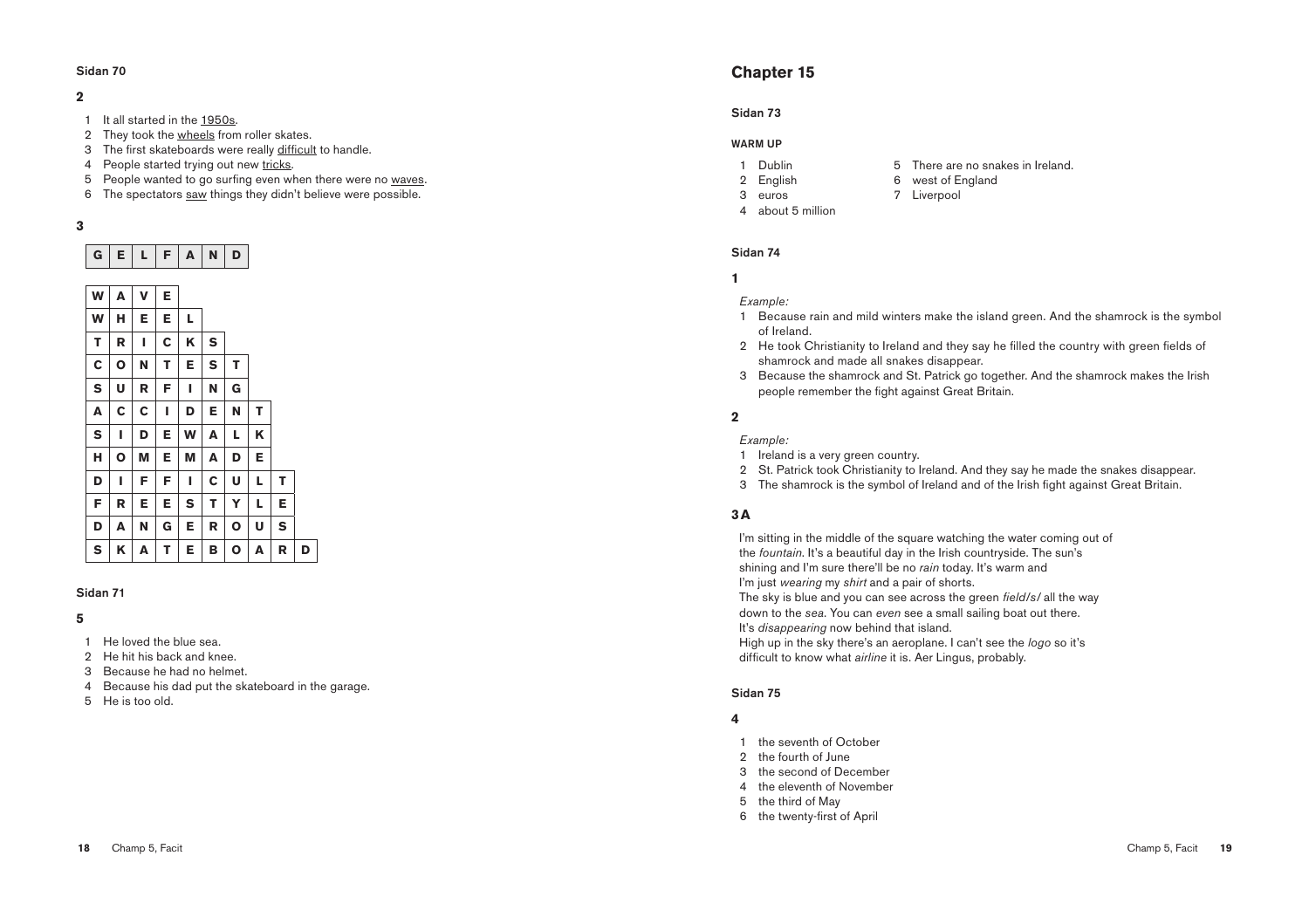Sidan 70

**2**

1 It all started in the 1950s.
2 They took the wheels from roller skates.
3 The first skateboards were really difficult to handle.
4 People started trying out new tricks.
5 People wanted to go surfing even when there were no waves.
6 The spectators saw things they didn't believe were possible.

**3**

| | | | | | | |
|---|---|---|---|---|---|---|
| G | E | L | F | A | N | D |

| | | | | | | | | | |
|---|---|---|---|---|---|---|---|---|---|
| W | A | V | E | | | | | | |
| W | H | E | E | L | | | | | |
| T | R | I | C | K | S | | | | |
| C | O | N | T | E | S | T | | | |
| S | U | R | F | I | N | G | | | |
| A | C | C | I | D | E | N | T | | |
| S | I | D | E | W | A | L | K | | |
| H | O | M | E | M | A | D | E | | |
| D | I | F | F | I | C | U | L | T | |
| F | R | E | E | S | T | Y | L | E | |
| D | A | N | G | E | R | O | U | S | |
| S | K | A | T | E | B | O | A | R | D |

Sidan 71

**5**

1 He loved the blue sea.
2 He hit his back and knee.
3 Because he had no helmet.
4 Because his dad put the skateboard in the garage.
5 He is too old.

## Chapter 15

Sidan 73

WARM UP

1 Dublin
2 English
3 euros
4 about 5 million
5 There are no snakes in Ireland.
6 west of England
7 Liverpool

Sidan 74

**1**

*Example:*

1 Because rain and mild winters make the island green. And the shamrock is the symbol of Ireland.
2 He took Christianity to Ireland and they say he filled the country with green fields of shamrock and made all snakes disappear.
3 Because the shamrock and St. Patrick go together. And the shamrock makes the Irish people remember the fight against Great Britain.

**2**

*Example:*

1 Ireland is a very green country.
2 St. Patrick took Christianity to Ireland. And they say he made the snakes disappear.
3 The shamrock is the symbol of Ireland and of the Irish fight against Great Britain.

**3 A**

I'm sitting in the middle of the square watching the water coming out of the *fountain*. It's a beautiful day in the Irish countryside. The sun's shining and I'm sure there'll be no *rain* today. It's warm and I'm just *wearing* my *shirt* and a pair of shorts.
The sky is blue and you can see across the green *field/s/* all the way down to the *sea*. You can *even* see a small sailing boat out there. It's *disappearing* now behind that island.
High up in the sky there's an aeroplane. I can't see the *logo* so it's difficult to know what *airline* it is. Aer Lingus, probably.

Sidan 75

**4**

1 the seventh of October
2 the fourth of June
3 the second of December
4 the eleventh of November
5 the third of May
6 the twenty-first of April